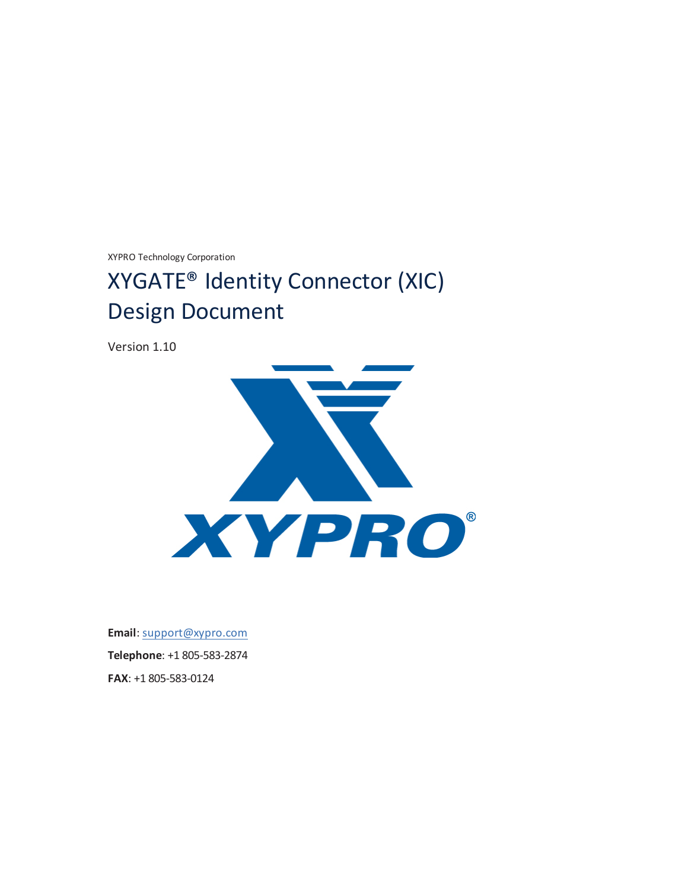XYPRO Technology Corporation

# XYGATE® Identity Connector (XIC) Design Document

Version 1.10

**Email**: support@xypro.com

**Telephone**: +1 805-583-2874

**FAX**: +1 805-583-0124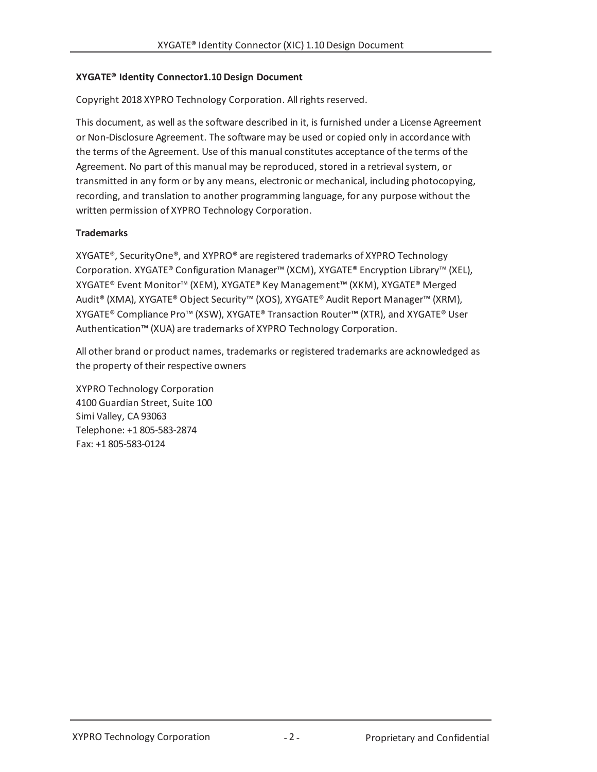**XYGATE® Identity Connector1.10 Design Document**

Copyright 2018 XYPRO Technology Corporation. All rights reserved.

This document, as well as the software described in it, is furnished under a License Agreement or Non-Disclosure Agreement. The software may be used or copied only in accordance with the terms of the Agreement. Use of this manual constitutes acceptance of the terms of the Agreement. No part of this manual may be reproduced, stored in a retrieval system, or transmitted in any form or by any means, electronic or mechanical, including photocopying, recording, and translation to another programming language, for any purpose without the written permission of XYPRO Technology Corporation.

**Trademarks**

XYGATE®, SecurityOne®, and XYPRO® are registered trademarks of XYPRO Technology Corporation. XYGATE® Configuration Manager™ (XCM), XYGATE® Encryption Library™ (XEL), XYGATE® Event Monitor™ (XEM), XYGATE® Key Management™ (XKM), XYGATE® Merged Audit® (XMA), XYGATE® Object Security™ (XOS), XYGATE® Audit Report Manager™ (XRM), XYGATE® Compliance Pro™ (XSW), XYGATE® Transaction Router™ (XTR), and XYGATE® User Authentication™ (XUA) are trademarks of XYPRO Technology Corporation.

All other brand or product names, trademarks or registered trademarks are acknowledged as the property of their respective owners

XYPRO Technology Corporation
4100 Guardian Street, Suite 100
Simi Valley, CA 93063
Telephone: +1 805-583-2874
Fax: +1 805-583-0124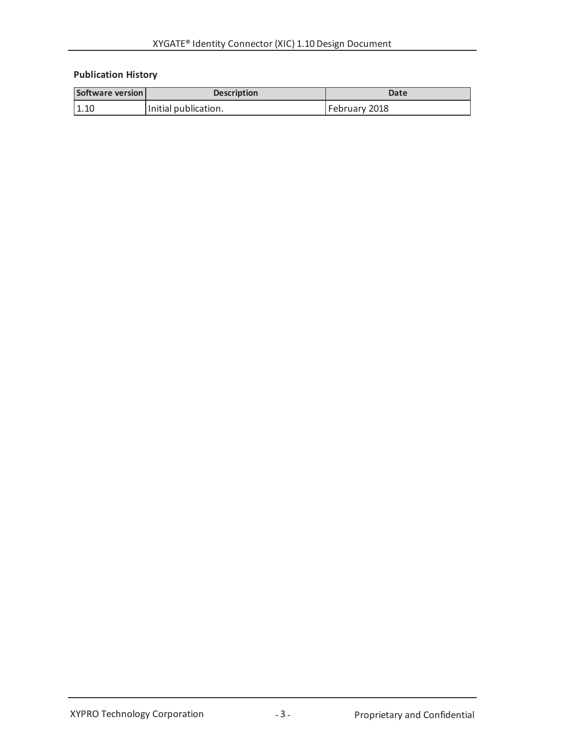**Publication History**

| Software version | Description | Date |
| --- | --- | --- |
| 1.10 | Initial publication. | February 2018 |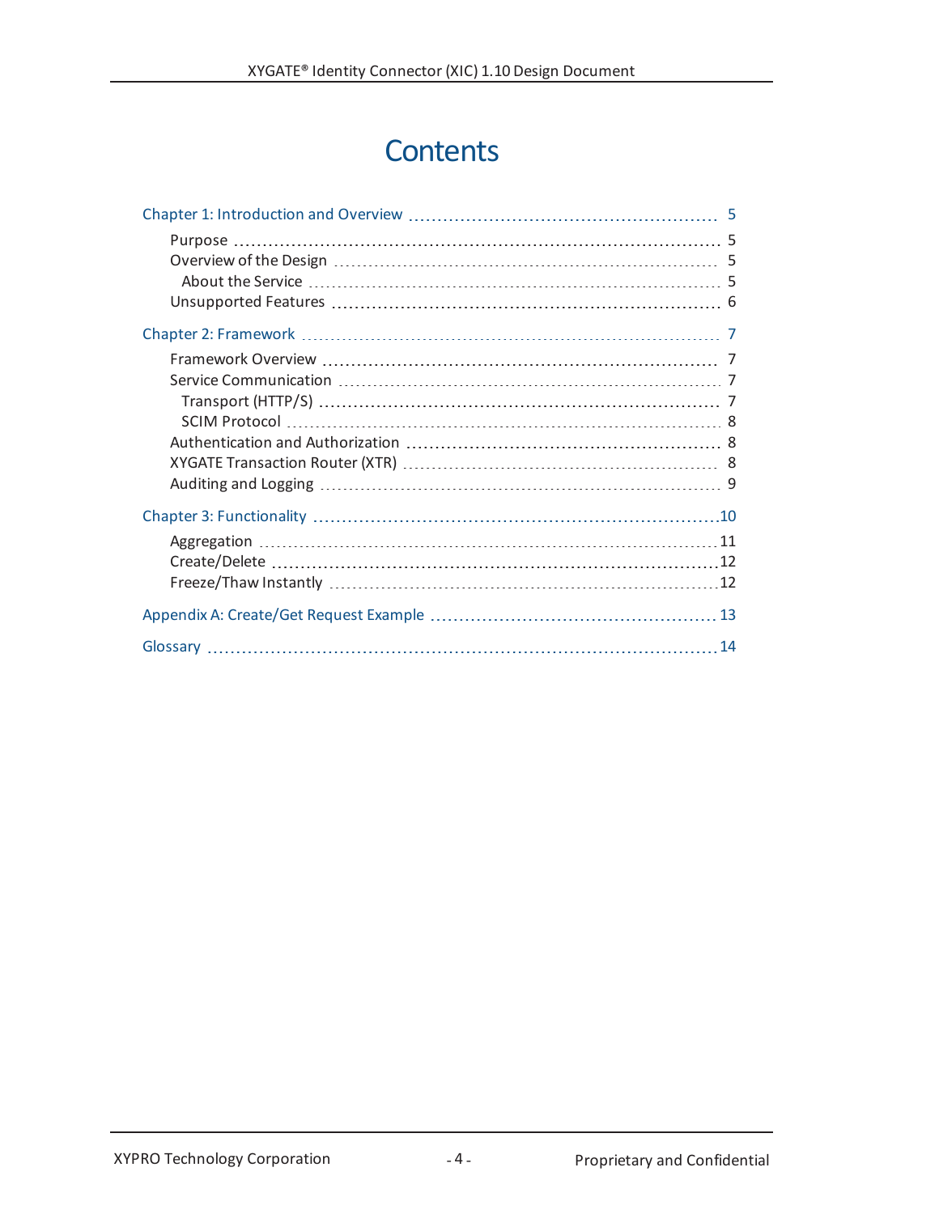# Contents

Chapter 1: Introduction and Overview ........................................................ 5

- Purpose ........................................................................................ 5
- Overview of the Design ................................................................ 5
  - About the Service .................................................................. 5
- Unsupported Features ................................................................... 6

Chapter 2: Framework ................................................................................ 7

- Framework Overview ..................................................................... 7
- Service Communication ................................................................. 7
  - Transport (HTTP/S) ................................................................. 7
  - SCIM Protocol ......................................................................... 8
- Authentication and Authorization ................................................. 8
- XYGATE Transaction Router (XTR) ................................................ 8
- Auditing and Logging ..................................................................... 9

Chapter 3: Functionality ............................................................................ 10

- Aggregation ................................................................................. 11
- Create/Delete ............................................................................... 12
- Freeze/Thaw Instantly .................................................................. 12

Appendix A: Create/Get Request Example .................................................. 13

Glossary ..................................................................................................... 14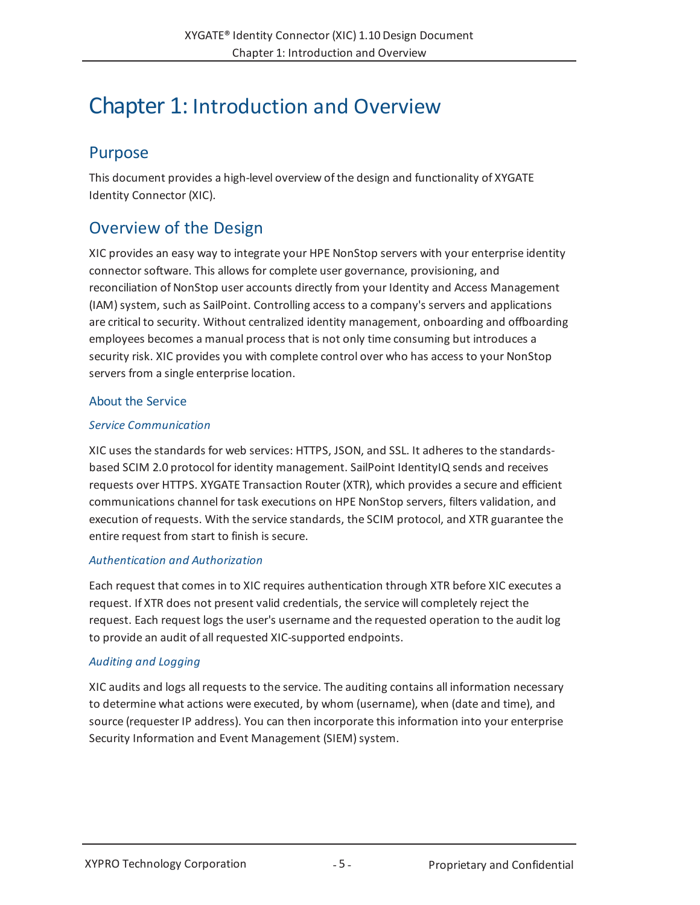# Chapter 1: Introduction and Overview

## Purpose

This document provides a high-level overview of the design and functionality of XYGATE Identity Connector (XIC).

## Overview of the Design

XIC provides an easy way to integrate your HPE NonStop servers with your enterprise identity connector software. This allows for complete user governance, provisioning, and reconciliation of NonStop user accounts directly from your Identity and Access Management (IAM) system, such as SailPoint. Controlling access to a company's servers and applications are critical to security. Without centralized identity management, onboarding and offboarding employees becomes a manual process that is not only time consuming but introduces a security risk. XIC provides you with complete control over who has access to your NonStop servers from a single enterprise location.

### About the Service

#### *Service Communication*

XIC uses the standards for web services: HTTPS, JSON, and SSL. It adheres to the standards-based SCIM 2.0 protocol for identity management. SailPoint IdentityIQ sends and receives requests over HTTPS. XYGATE Transaction Router (XTR), which provides a secure and efficient communications channel for task executions on HPE NonStop servers, filters validation, and execution of requests. With the service standards, the SCIM protocol, and XTR guarantee the entire request from start to finish is secure.

#### *Authentication and Authorization*

Each request that comes in to XIC requires authentication through XTR before XIC executes a request. If XTR does not present valid credentials, the service will completely reject the request. Each request logs the user's username and the requested operation to the audit log to provide an audit of all requested XIC-supported endpoints.

#### *Auditing and Logging*

XIC audits and logs all requests to the service. The auditing contains all information necessary to determine what actions were executed, by whom (username), when (date and time), and source (requester IP address). You can then incorporate this information into your enterprise Security Information and Event Management (SIEM) system.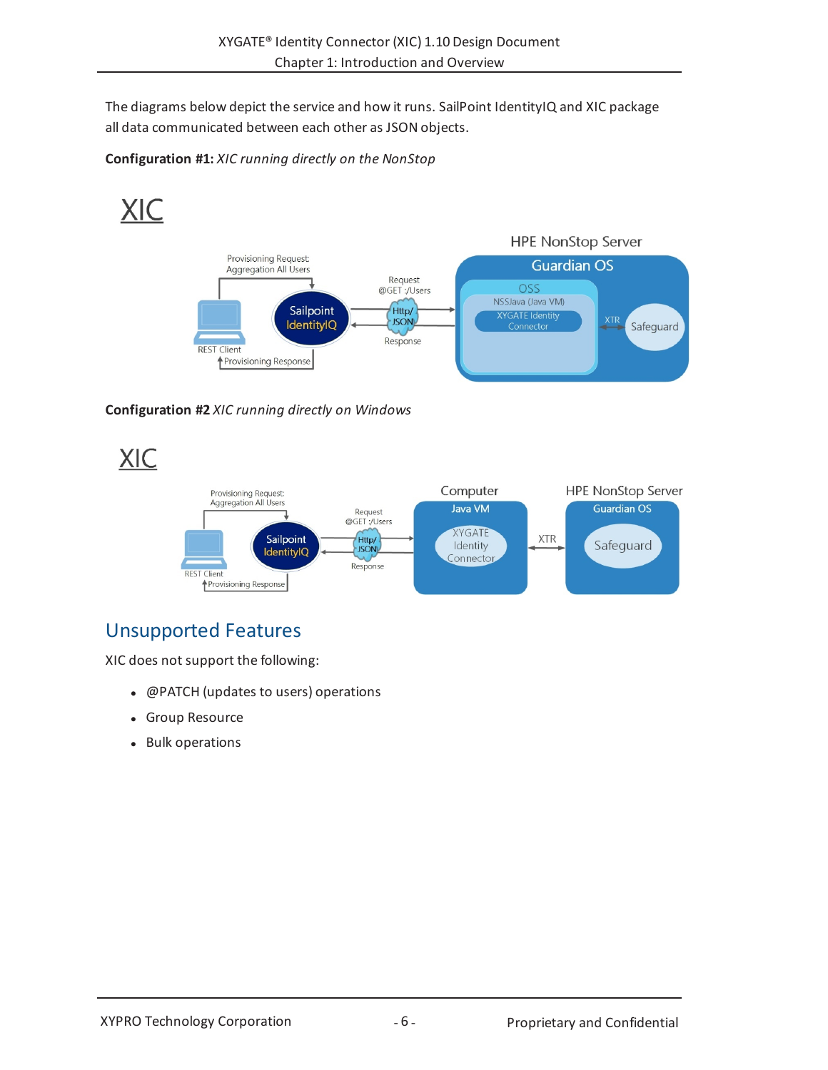The diagrams below depict the service and how it runs. SailPoint IdentityIQ and XIC package all data communicated between each other as JSON objects.

**Configuration #1:** *XIC running directly on the NonStop*

**Configuration #2** *XIC running directly on Windows*

## Unsupported Features

XIC does not support the following:

- @PATCH (updates to users) operations
- Group Resource
- Bulk operations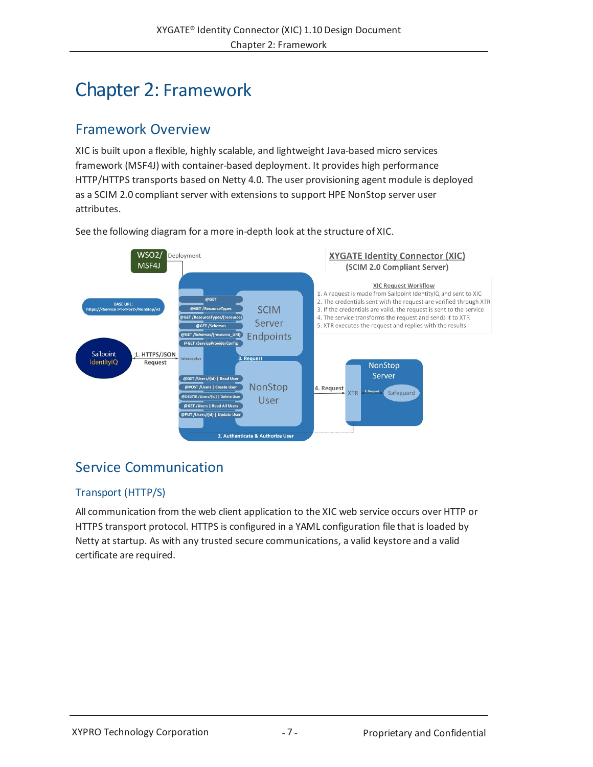# Chapter 2: Framework

## Framework Overview

XIC is built upon a flexible, highly scalable, and lightweight Java-based micro services framework (MSF4J) with container-based deployment. It provides high performance HTTP/HTTPS transports based on Netty 4.0. The user provisioning agent module is deployed as a SCIM 2.0 compliant server with extensions to support HPE NonStop server user attributes.

See the following diagram for a more in-depth look at the structure of XIC.

**XYGATE Identity Connector (XIC)**
(SCIM 2.0 Compliant Server)

XIC Request Workflow

1. A request is made from Sailpoint IdentityIQ and sent to XIC
2. The credentials sent with the request are verified through XTR
3. If the credentials are valid, the request is sent to the service
4. The service transforms the request and sends it to XTR
5. XTR executes the request and replies with the results

## Service Communication

### Transport (HTTP/S)

All communication from the web client application to the XIC web service occurs over HTTP or HTTPS transport protocol. HTTPS is configured in a YAML configuration file that is loaded by Netty at startup. As with any trusted secure communications, a valid keystore and a valid certificate are required.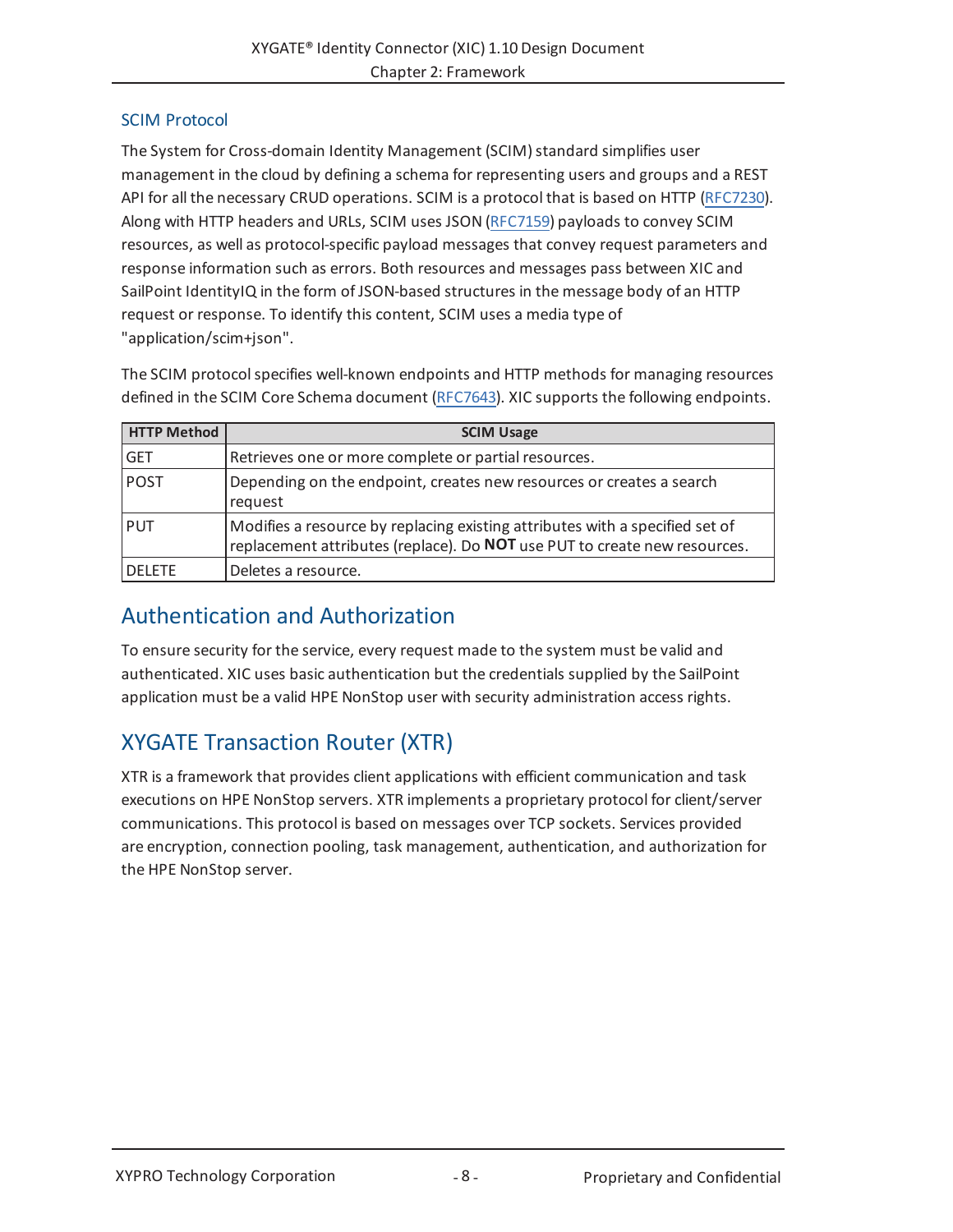### SCIM Protocol

The System for Cross-domain Identity Management (SCIM) standard simplifies user management in the cloud by defining a schema for representing users and groups and a REST API for all the necessary CRUD operations. SCIM is a protocol that is based on HTTP (RFC7230). Along with HTTP headers and URLs, SCIM uses JSON (RFC7159) payloads to convey SCIM resources, as well as protocol-specific payload messages that convey request parameters and response information such as errors. Both resources and messages pass between XIC and SailPoint IdentityIQ in the form of JSON-based structures in the message body of an HTTP request or response. To identify this content, SCIM uses a media type of "application/scim+json".

The SCIM protocol specifies well-known endpoints and HTTP methods for managing resources defined in the SCIM Core Schema document (RFC7643). XIC supports the following endpoints.

| HTTP Method | SCIM Usage |
|---|---|
| GET | Retrieves one or more complete or partial resources. |
| POST | Depending on the endpoint, creates new resources or creates a search request |
| PUT | Modifies a resource by replacing existing attributes with a specified set of replacement attributes (replace). Do **NOT** use PUT to create new resources. |
| DELETE | Deletes a resource. |

## Authentication and Authorization

To ensure security for the service, every request made to the system must be valid and authenticated. XIC uses basic authentication but the credentials supplied by the SailPoint application must be a valid HPE NonStop user with security administration access rights.

## XYGATE Transaction Router (XTR)

XTR is a framework that provides client applications with efficient communication and task executions on HPE NonStop servers. XTR implements a proprietary protocol for client/server communications. This protocol is based on messages over TCP sockets. Services provided are encryption, connection pooling, task management, authentication, and authorization for the HPE NonStop server.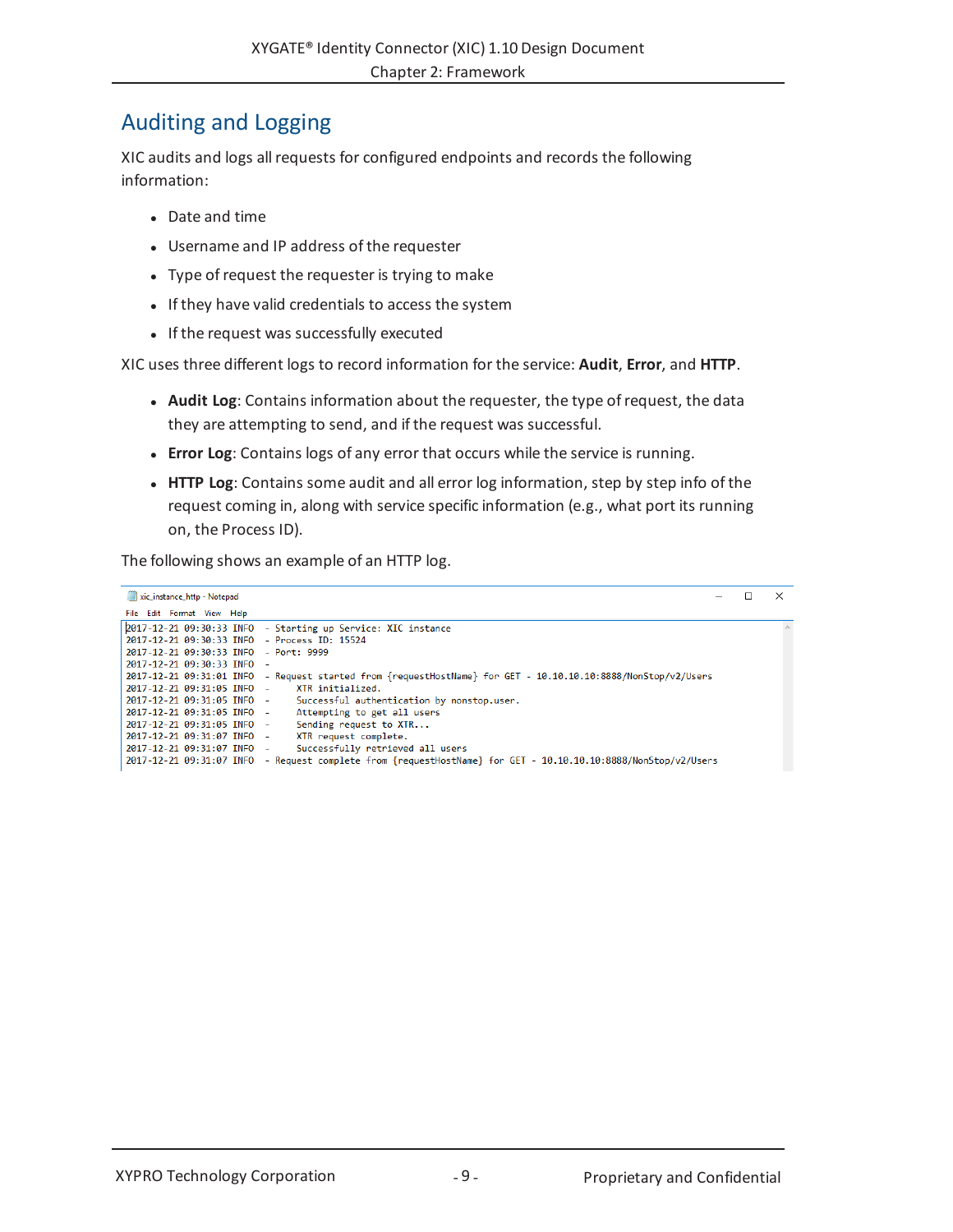## Auditing and Logging

XIC audits and logs all requests for configured endpoints and records the following information:

- Date and time
- Username and IP address of the requester
- Type of request the requester is trying to make
- If they have valid credentials to access the system
- If the request was successfully executed

XIC uses three different logs to record information for the service: **Audit**, **Error**, and **HTTP**.

- **Audit Log**: Contains information about the requester, the type of request, the data they are attempting to send, and if the request was successful.
- **Error Log**: Contains logs of any error that occurs while the service is running.
- **HTTP Log**: Contains some audit and all error log information, step by step info of the request coming in, along with service specific information (e.g., what port its running on, the Process ID).

The following shows an example of an HTTP log.

```
2017-12-21 09:30:33 INFO  - Starting up Service: XIC instance
2017-12-21 09:30:33 INFO  - Process ID: 15524
2017-12-21 09:30:33 INFO  - Port: 9999
2017-12-21 09:30:33 INFO  -
2017-12-21 09:31:01 INFO  - Request started from {requestHostName} for GET - 10.10.10.10:8888/NonStop/v2/Users
2017-12-21 09:31:05 INFO  -     XTR initialized.
2017-12-21 09:31:05 INFO  -     Successful authentication by nonstop.user.
2017-12-21 09:31:05 INFO  -     Attempting to get all users
2017-12-21 09:31:05 INFO  -     Sending request to XTR...
2017-12-21 09:31:07 INFO  -     XTR request complete.
2017-12-21 09:31:07 INFO  -     Successfully retrieved all users
2017-12-21 09:31:07 INFO  - Request complete from {requestHostName} for GET - 10.10.10.10:8888/NonStop/v2/Users
```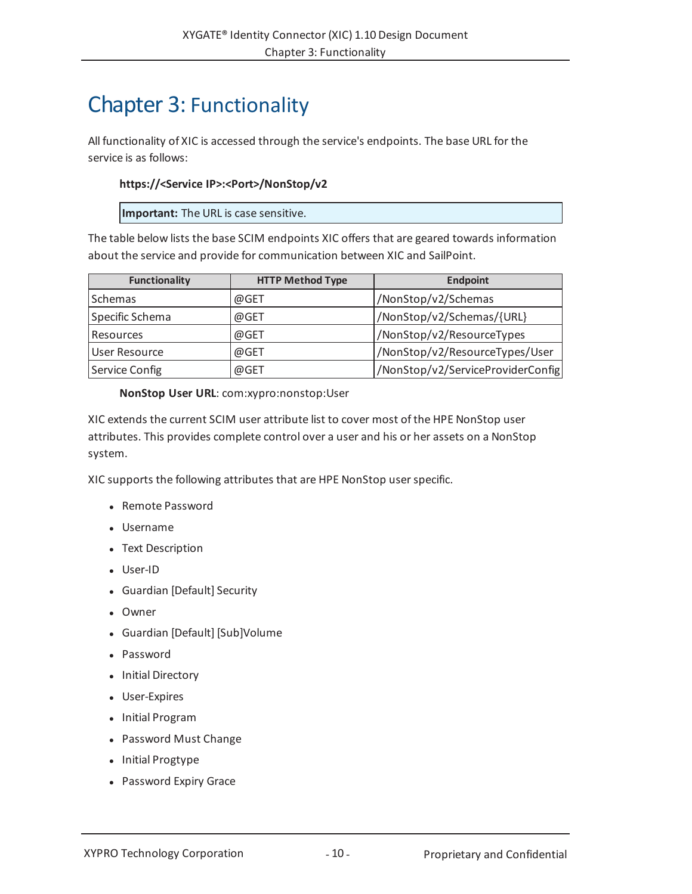# Chapter 3: Functionality

All functionality of XIC is accessed through the service's endpoints. The base URL for the service is as follows:

**https://<Service IP>:<Port>/NonStop/v2**

**Important:** The URL is case sensitive.

The table below lists the base SCIM endpoints XIC offers that are geared towards information about the service and provide for communication between XIC and SailPoint.

| Functionality | HTTP Method Type | Endpoint |
| --- | --- | --- |
| Schemas | @GET | /NonStop/v2/Schemas |
| Specific Schema | @GET | /NonStop/v2/Schemas/{URL} |
| Resources | @GET | /NonStop/v2/ResourceTypes |
| User Resource | @GET | /NonStop/v2/ResourceTypes/User |
| Service Config | @GET | /NonStop/v2/ServiceProviderConfig |

**NonStop User URL**: com:xypro:nonstop:User

XIC extends the current SCIM user attribute list to cover most of the HPE NonStop user attributes. This provides complete control over a user and his or her assets on a NonStop system.

XIC supports the following attributes that are HPE NonStop user specific.

- Remote Password
- Username
- Text Description
- User-ID
- Guardian [Default] Security
- Owner
- Guardian [Default] [Sub]Volume
- Password
- Initial Directory
- User-Expires
- Initial Program
- Password Must Change
- Initial Progtype
- Password Expiry Grace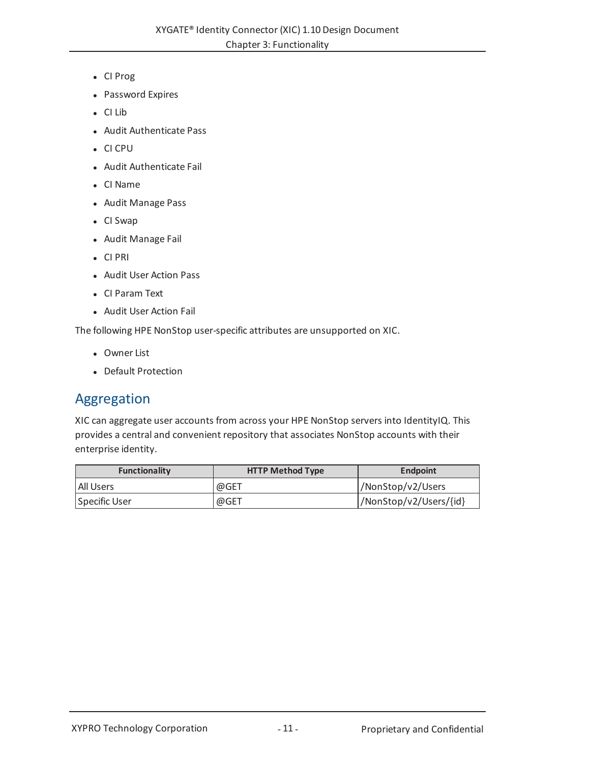- CI Prog
- Password Expires
- CI Lib
- Audit Authenticate Pass
- CI CPU
- Audit Authenticate Fail
- CI Name
- Audit Manage Pass
- CI Swap
- Audit Manage Fail
- CI PRI
- Audit User Action Pass
- CI Param Text
- Audit User Action Fail

The following HPE NonStop user-specific attributes are unsupported on XIC.

- Owner List
- Default Protection

## Aggregation

XIC can aggregate user accounts from across your HPE NonStop servers into IdentityIQ. This provides a central and convenient repository that associates NonStop accounts with their enterprise identity.

| Functionality | HTTP Method Type | Endpoint |
| --- | --- | --- |
| All Users | @GET | /NonStop/v2/Users |
| Specific User | @GET | /NonStop/v2/Users/{id} |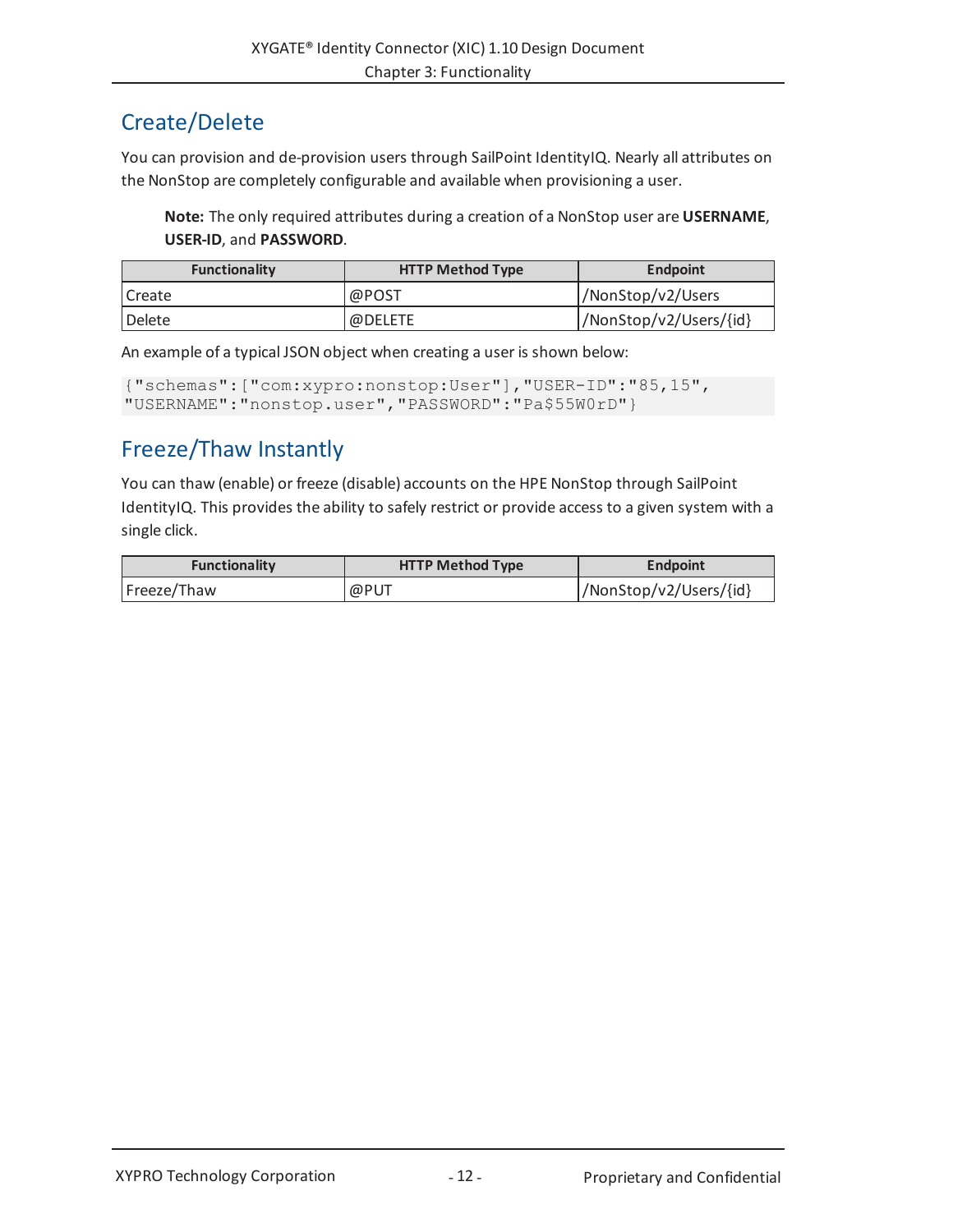## Create/Delete

You can provision and de-provision users through SailPoint IdentityIQ. Nearly all attributes on the NonStop are completely configurable and available when provisioning a user.

> **Note:** The only required attributes during a creation of a NonStop user are **USERNAME**, **USER-ID**, and **PASSWORD**.

| Functionality | HTTP Method Type | Endpoint |
| --- | --- | --- |
| Create | @POST | /NonStop/v2/Users |
| Delete | @DELETE | /NonStop/v2/Users/{id} |

An example of a typical JSON object when creating a user is shown below:

```
{"schemas":["com:xypro:nonstop:User"],"USER-ID":"85,15",
"USERNAME":"nonstop.user","PASSWORD":"Pa$55W0rD"}
```

## Freeze/Thaw Instantly

You can thaw (enable) or freeze (disable) accounts on the HPE NonStop through SailPoint IdentityIQ. This provides the ability to safely restrict or provide access to a given system with a single click.

| Functionality | HTTP Method Type | Endpoint |
| --- | --- | --- |
| Freeze/Thaw | @PUT | /NonStop/v2/Users/{id} |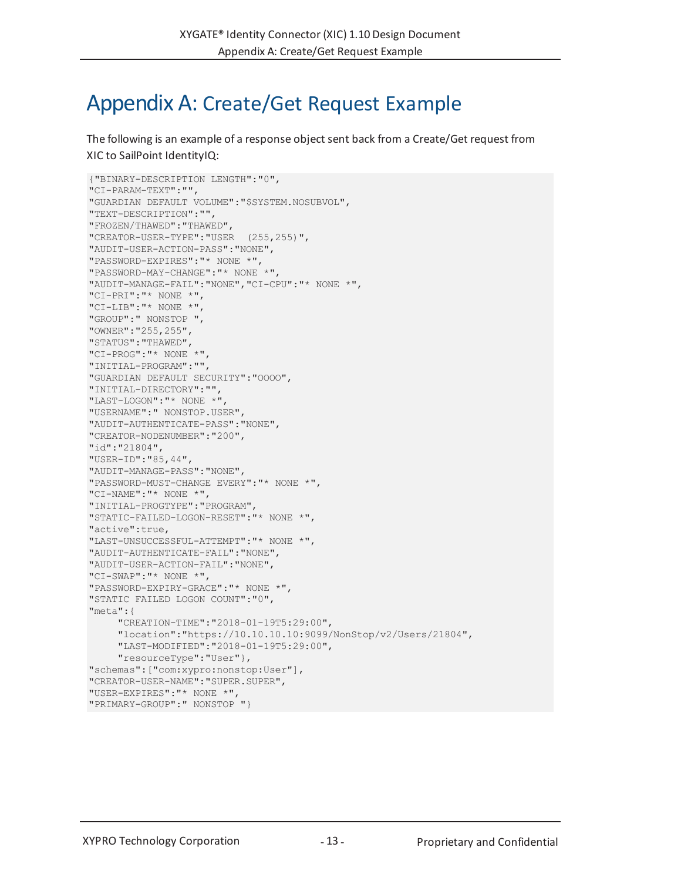# Appendix A: Create/Get Request Example

The following is an example of a response object sent back from a Create/Get request from XIC to SailPoint IdentityIQ:

```
{"BINARY-DESCRIPTION LENGTH":"0",
"CI-PARAM-TEXT":"",
"GUARDIAN DEFAULT VOLUME":"$SYSTEM.NOSUBVOL",
"TEXT-DESCRIPTION":"",
"FROZEN/THAWED":"THAWED",
"CREATOR-USER-TYPE":"USER  (255,255)",
"AUDIT-USER-ACTION-PASS":"NONE",
"PASSWORD-EXPIRES":"* NONE *",
"PASSWORD-MAY-CHANGE":"* NONE *",
"AUDIT-MANAGE-FAIL":"NONE","CI-CPU":"* NONE *",
"CI-PRI":"* NONE *",
"CI-LIB":"* NONE *",
"GROUP":" NONSTOP ",
"OWNER":"255,255",
"STATUS":"THAWED",
"CI-PROG":"* NONE *",
"INITIAL-PROGRAM":"",
"GUARDIAN DEFAULT SECURITY":"OOOO",
"INITIAL-DIRECTORY":"",
"LAST-LOGON":"* NONE *",
"USERNAME":" NONSTOP.USER",
"AUDIT-AUTHENTICATE-PASS":"NONE",
"CREATOR-NODENUMBER":"200",
"id":"21804",
"USER-ID":"85,44",
"AUDIT-MANAGE-PASS":"NONE",
"PASSWORD-MUST-CHANGE EVERY":"* NONE *",
"CI-NAME":"* NONE *",
"INITIAL-PROGTYPE":"PROGRAM",
"STATIC-FAILED-LOGON-RESET":"* NONE *",
"active":true,
"LAST-UNSUCCESSFUL-ATTEMPT":"* NONE *",
"AUDIT-AUTHENTICATE-FAIL":"NONE",
"AUDIT-USER-ACTION-FAIL":"NONE",
"CI-SWAP":"* NONE *",
"PASSWORD-EXPIRY-GRACE":"* NONE *",
"STATIC FAILED LOGON COUNT":"0",
"meta":{
     "CREATION-TIME":"2018-01-19T5:29:00",
     "location":"https://10.10.10.10:9099/NonStop/v2/Users/21804",
     "LAST-MODIFIED":"2018-01-19T5:29:00",
     "resourceType":"User"},
"schemas":["com:xypro:nonstop:User"],
"CREATOR-USER-NAME":"SUPER.SUPER",
"USER-EXPIRES":"* NONE *",
"PRIMARY-GROUP":" NONSTOP "}
```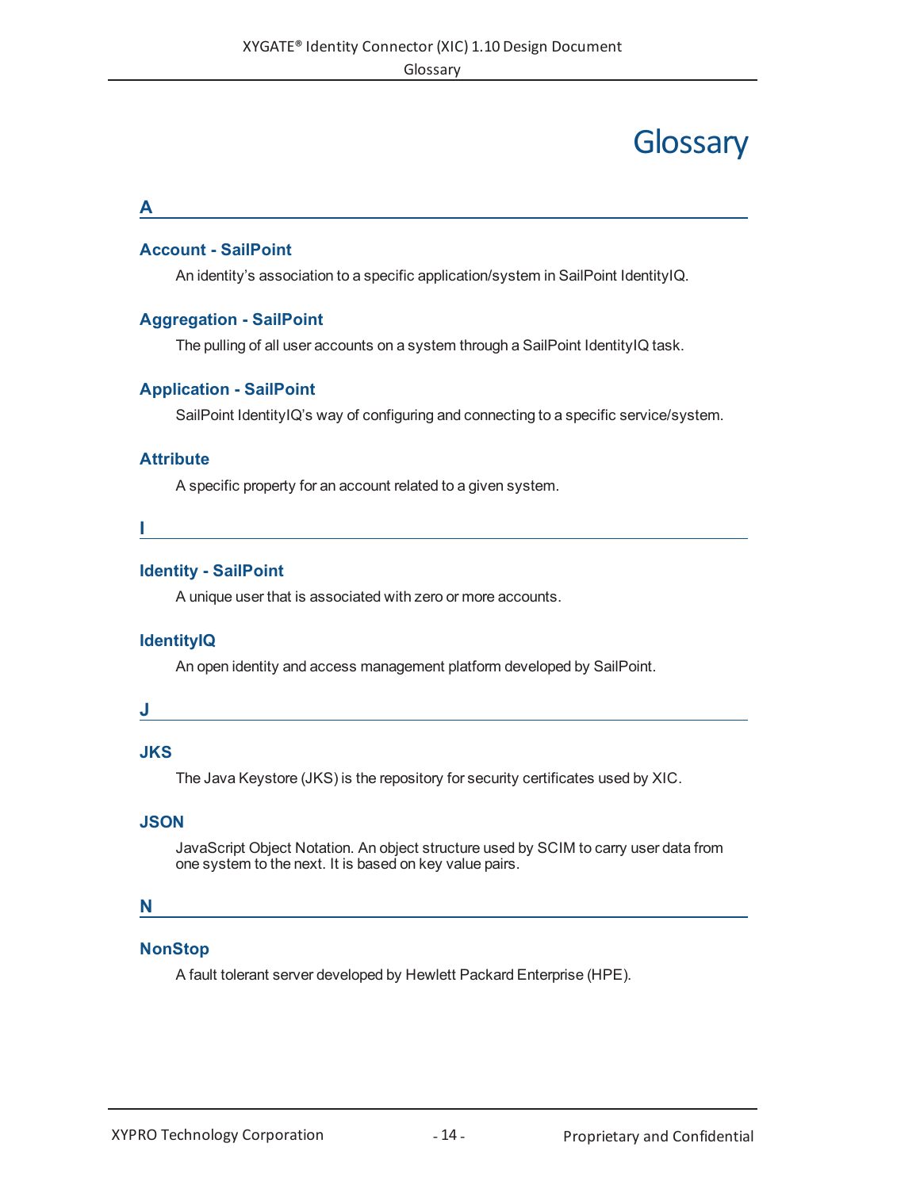# Glossary

## A

### Account - SailPoint

An identity's association to a specific application/system in SailPoint IdentityIQ.

### Aggregation - SailPoint

The pulling of all user accounts on a system through a SailPoint IdentityIQ task.

### Application - SailPoint

SailPoint IdentityIQ's way of configuring and connecting to a specific service/system.

### Attribute

A specific property for an account related to a given system.

## I

### Identity - SailPoint

A unique user that is associated with zero or more accounts.

### IdentityIQ

An open identity and access management platform developed by SailPoint.

## J

### JKS

The Java Keystore (JKS) is the repository for security certificates used by XIC.

### JSON

JavaScript Object Notation. An object structure used by SCIM to carry user data from one system to the next. It is based on key value pairs.

## N

### NonStop

A fault tolerant server developed by Hewlett Packard Enterprise (HPE).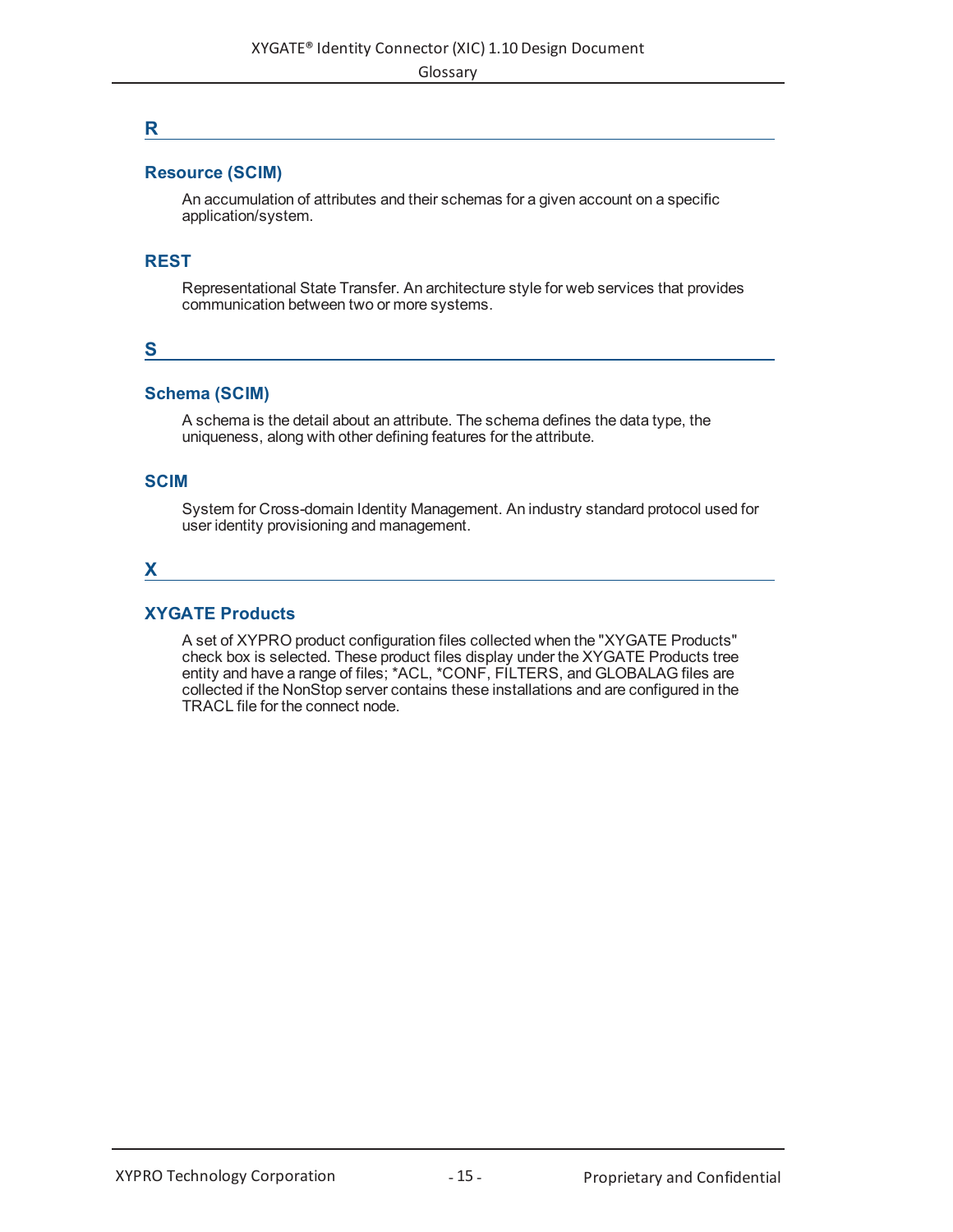## R

### Resource (SCIM)

An accumulation of attributes and their schemas for a given account on a specific application/system.

### REST

Representational State Transfer. An architecture style for web services that provides communication between two or more systems.

## S

### Schema (SCIM)

A schema is the detail about an attribute. The schema defines the data type, the uniqueness, along with other defining features for the attribute.

### SCIM

System for Cross-domain Identity Management. An industry standard protocol used for user identity provisioning and management.

## X

### XYGATE Products

A set of XYPRO product configuration files collected when the "XYGATE Products" check box is selected. These product files display under the XYGATE Products tree entity and have a range of files; *ACL, *CONF, FILTERS, and GLOBALAG files are collected if the NonStop server contains these installations and are configured in the TRACL file for the connect node.